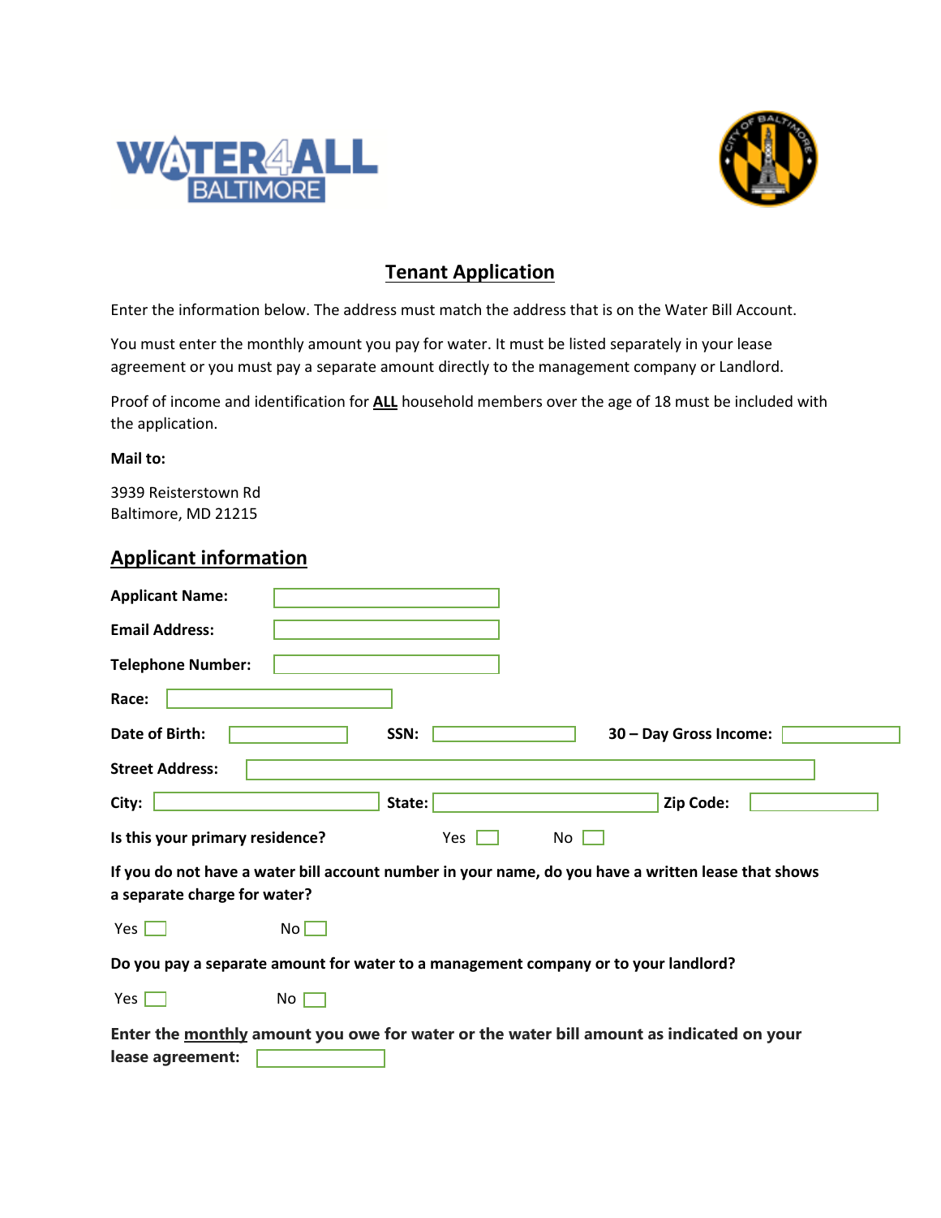WATER4ALL BALTIMORE

# Tenant Application

Enter the information below. The address must match the address that is on the Water Bill Account.

You must enter the monthly amount you pay for water. It must be listed separately in your lease agreement or you must pay a separate amount directly to the management company or Landlord.

Proof of income and identification for **ALL** household members over the age of 18 must be included with the application.

**Mail to:**

3939 Reisterstown Rd
Baltimore, MD 21215

## Applicant information

**Applicant Name:** ____________________

**Email Address:** ____________________

**Telephone Number:** ____________________

**Race:** ____________________

**Date of Birth:** __________ **SSN:** __________ **30 – Day Gross Income:** __________

**Street Address:** ____________________

**City:** __________ **State:** __________ **Zip Code:** __________

**Is this your primary residence?** Yes ☐ No ☐

**If you do not have a water bill account number in your name, do you have a written lease that shows a separate charge for water?**

Yes ☐ No ☐

**Do you pay a separate amount for water to a management company or to your landlord?**

Yes ☐ No ☐

**Enter the monthly amount you owe for water or the water bill amount as indicated on your lease agreement:** __________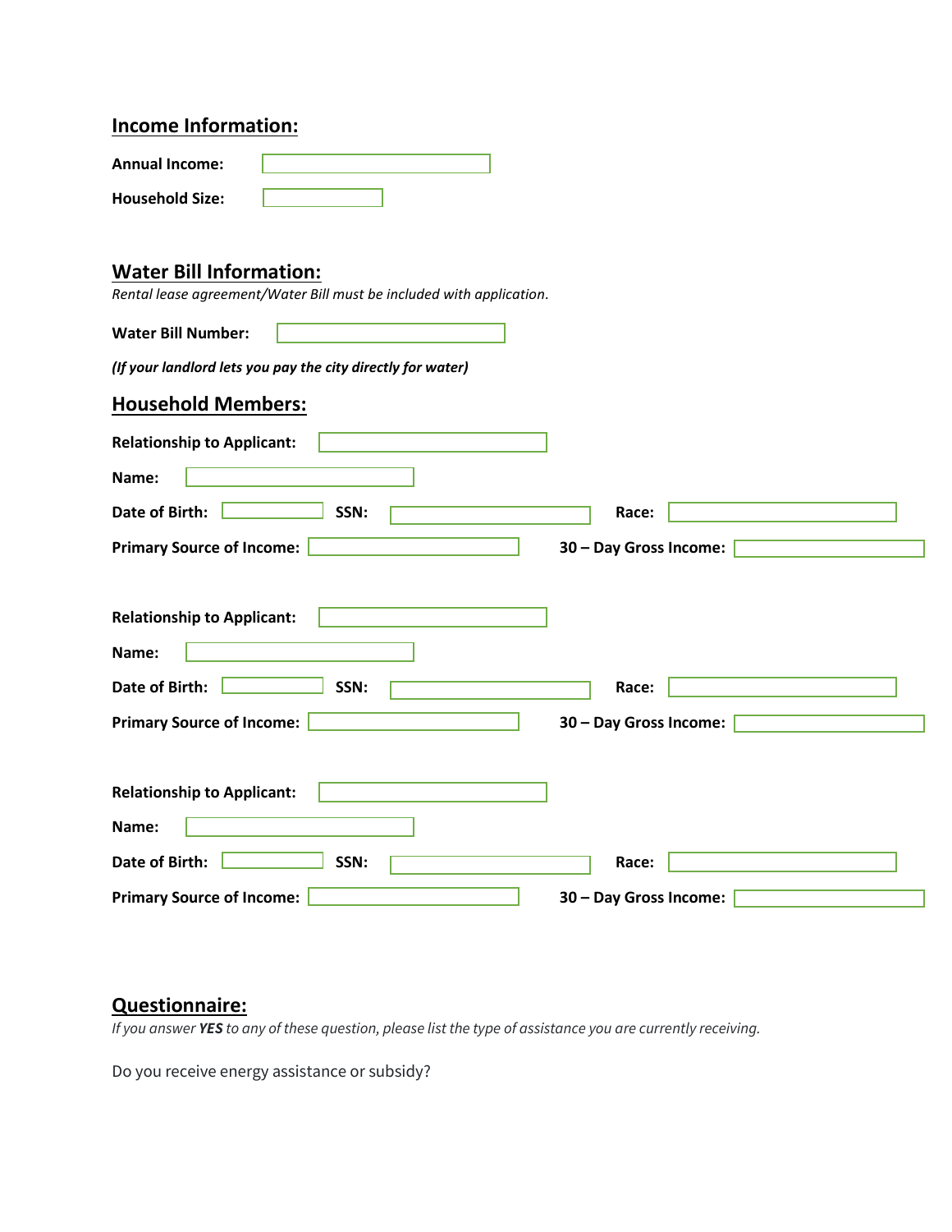## Income Information:

**Annual Income:** 

**Household Size:** 

## Water Bill Information:

*Rental lease agreement/Water Bill must be included with application.*

**Water Bill Number:** 

***(If your landlord lets you pay the city directly for water)***

## Household Members:

**Relationship to Applicant:** 

**Name:** 

**Date of Birth:**  **SSN:**  **Race:** 

**Primary Source of Income:**  **30 – Day Gross Income:** 

**Relationship to Applicant:** 

**Name:** 

**Date of Birth:**  **SSN:**  **Race:** 

**Primary Source of Income:**  **30 – Day Gross Income:** 

**Relationship to Applicant:** 

**Name:** 

**Date of Birth:**  **SSN:**  **Race:** 

**Primary Source of Income:**  **30 – Day Gross Income:** 

## Questionnaire:

*If you answer **YES** to any of these question, please list the type of assistance you are currently receiving.*

Do you receive energy assistance or subsidy?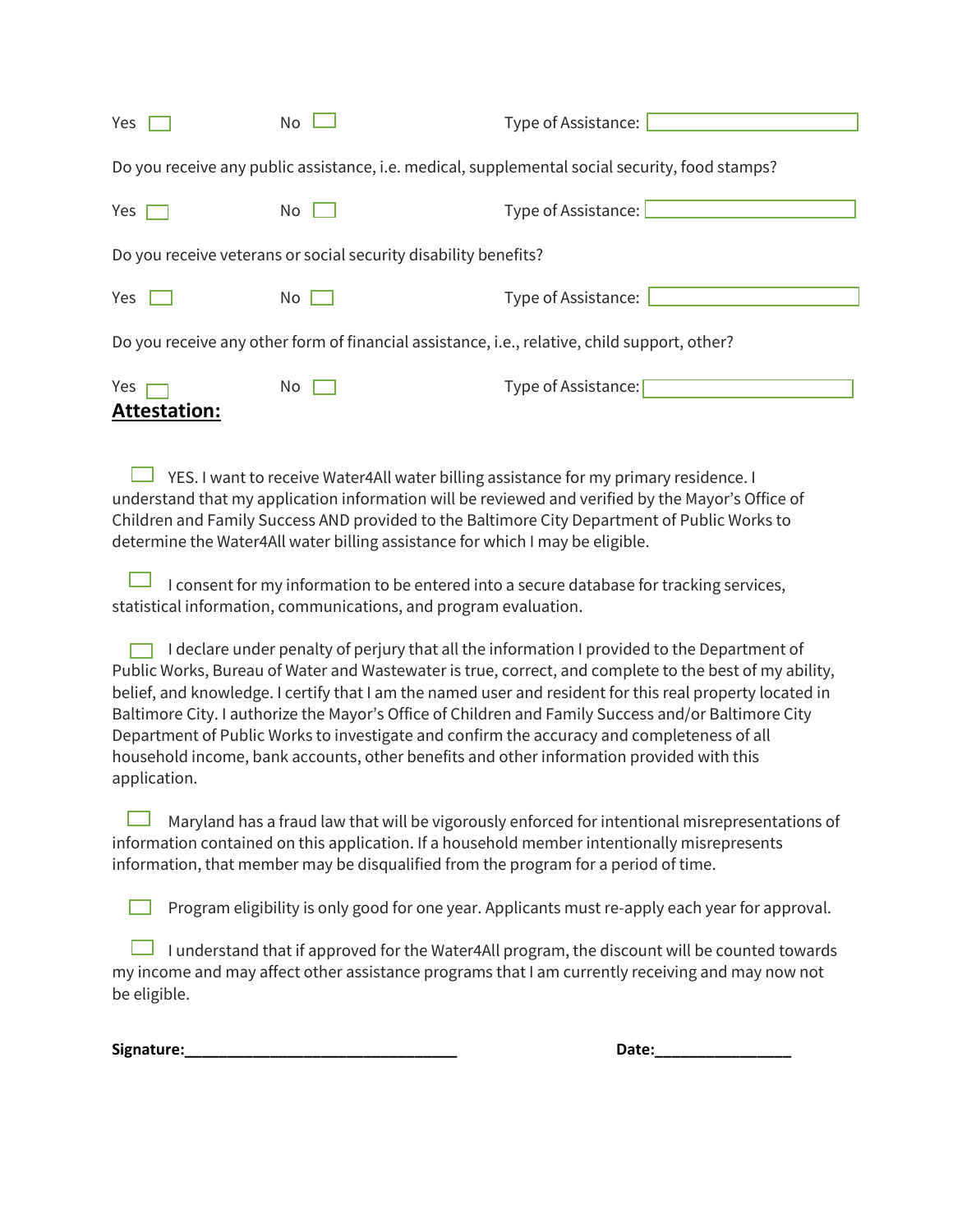Yes ☐ No ☐ Type of Assistance: ______

Do you receive any public assistance, i.e. medical, supplemental social security, food stamps?

Yes ☐ No ☐ Type of Assistance: ______

Do you receive veterans or social security disability benefits?

Yes ☐ No ☐ Type of Assistance: ______

Do you receive any other form of financial assistance, i.e., relative, child support, other?

Yes ☐ No ☐ Type of Assistance: ______

## **<u>Attestation:</u>**

☐ YES. I want to receive Water4All water billing assistance for my primary residence. I understand that my application information will be reviewed and verified by the Mayor's Office of Children and Family Success AND provided to the Baltimore City Department of Public Works to determine the Water4All water billing assistance for which I may be eligible.

☐ I consent for my information to be entered into a secure database for tracking services, statistical information, communications, and program evaluation.

☐ I declare under penalty of perjury that all the information I provided to the Department of Public Works, Bureau of Water and Wastewater is true, correct, and complete to the best of my ability, belief, and knowledge. I certify that I am the named user and resident for this real property located in Baltimore City. I authorize the Mayor's Office of Children and Family Success and/or Baltimore City Department of Public Works to investigate and confirm the accuracy and completeness of all household income, bank accounts, other benefits and other information provided with this application.

☐ Maryland has a fraud law that will be vigorously enforced for intentional misrepresentations of information contained on this application. If a household member intentionally misrepresents information, that member may be disqualified from the program for a period of time.

☐ Program eligibility is only good for one year. Applicants must re-apply each year for approval.

☐ I understand that if approved for the Water4All program, the discount will be counted towards my income and may affect other assistance programs that I am currently receiving and may now not be eligible.

**Signature:**________________________________ **Date:**________________